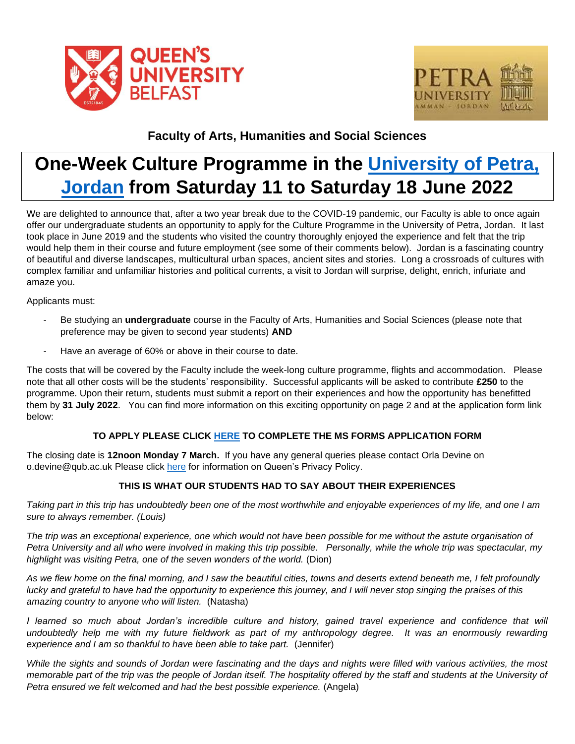### Faculty of Arts, Humanities and Social Sciences

# One-Week Culture Programme in the University of Petra, Jordan from Saturday 11 to Saturday 18 June 2022

We are delighted to announce that, after a two year break due to the COVID-19 pandemic, our Faculty is able to once again offer our undergraduate students an opportunity to apply for the Culture Programme in the University of Petra, Jordan. It last took place in June 2019 and the students who visited the country thoroughly enjoyed the experience and felt that the trip would help them in their course and future employment (see some of their comments below). Jordan is a fascinating country of beautiful and diverse landscapes, multicultural urban spaces, ancient sites and stories. Long a crossroads of cultures with complex familiar and unfamiliar histories and political currents, a visit to Jordan will surprise, delight, enrich, infuriate and amaze you.

Applicants must:

- Be studying an **undergraduate** course in the Faculty of Arts, Humanities and Social Sciences (please note that preference may be given to second year students) **AND**
- Have an average of 60% or above in their course to date.

The costs that will be covered by the Faculty include the week-long culture programme, flights and accommodation. Please note that all other costs will be the students' responsibility. Successful applicants will be asked to contribute **£250** to the programme. Upon their return, students must submit a report on their experiences and how the opportunity has benefitted them by **31 July 2022**. You can find more information on this exciting opportunity on page 2 and at the application form link below:

**TO APPLY PLEASE CLICK HERE TO COMPLETE THE MS FORMS APPLICATION FORM**

The closing date is **12noon Monday 7 March.** If you have any general queries please contact Orla Devine on o.devine@qub.ac.uk Please click here for information on Queen's Privacy Policy.

**THIS IS WHAT OUR STUDENTS HAD TO SAY ABOUT THEIR EXPERIENCES**

*Taking part in this trip has undoubtedly been one of the most worthwhile and enjoyable experiences of my life, and one I am sure to always remember. (Louis)*

*The trip was an exceptional experience, one which would not have been possible for me without the astute organisation of Petra University and all who were involved in making this trip possible. Personally, while the whole trip was spectacular, my highlight was visiting Petra, one of the seven wonders of the world.* (Dion)

*As we flew home on the final morning, and I saw the beautiful cities, towns and deserts extend beneath me, I felt profoundly lucky and grateful to have had the opportunity to experience this journey, and I will never stop singing the praises of this amazing country to anyone who will listen.* (Natasha)

*I learned so much about Jordan's incredible culture and history, gained travel experience and confidence that will undoubtedly help me with my future fieldwork as part of my anthropology degree. It was an enormously rewarding experience and I am so thankful to have been able to take part.* (Jennifer)

*While the sights and sounds of Jordan were fascinating and the days and nights were filled with various activities, the most memorable part of the trip was the people of Jordan itself. The hospitality offered by the staff and students at the University of Petra ensured we felt welcomed and had the best possible experience.* (Angela)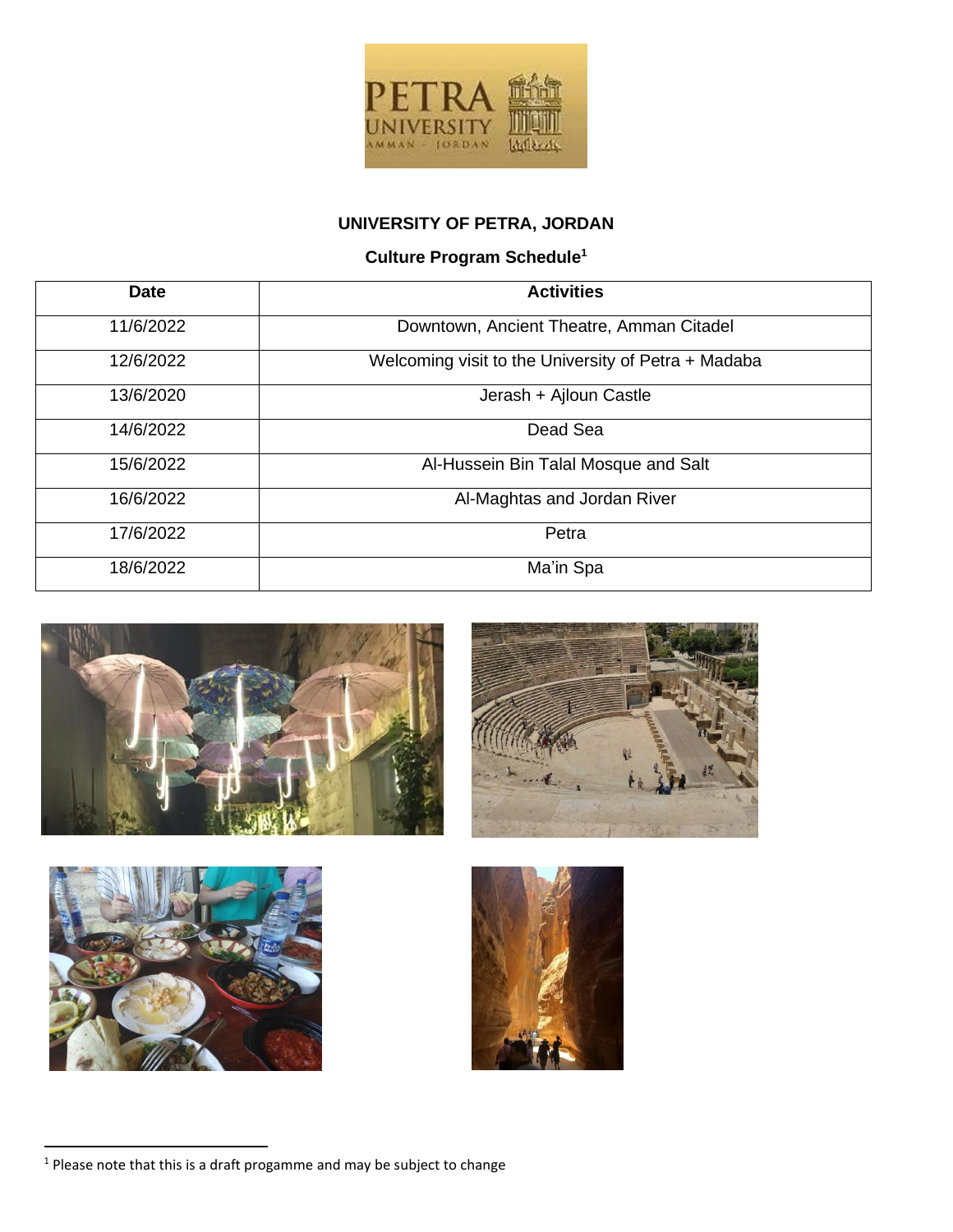# UNIVERSITY OF PETRA, JORDAN

## Culture Program Schedule[1]

| Date | Activities |
|---|---|
| 11/6/2022 | Downtown, Ancient Theatre, Amman Citadel |
| 12/6/2022 | Welcoming visit to the University of Petra + Madaba |
| 13/6/2020 | Jerash + Ajloun Castle |
| 14/6/2022 | Dead Sea |
| 15/6/2022 | Al-Hussein Bin Talal Mosque and Salt |
| 16/6/2022 | Al-Maghtas and Jordan River |
| 17/6/2022 | Petra |
| 18/6/2022 | Ma'in Spa |

[1] Please note that this is a draft progamme and may be subject to change